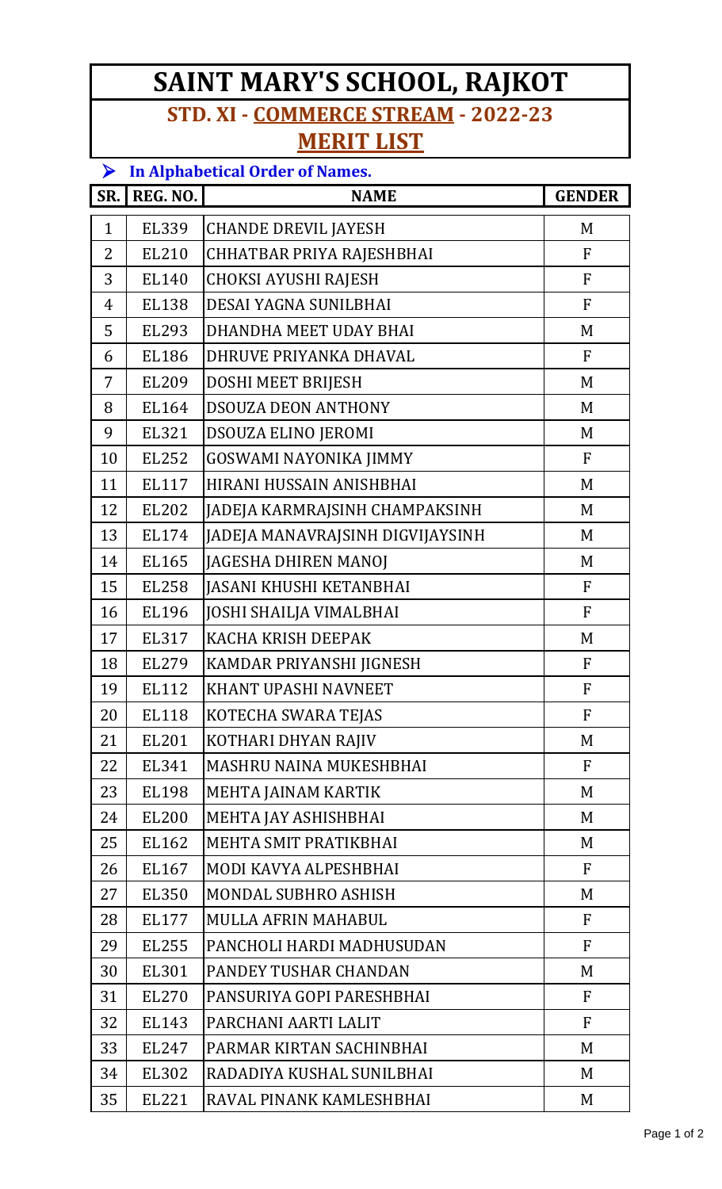# SAINT MARY'S SCHOOL, RAJKOT

## STD. XI - COMMERCE STREAM - 2022-23

## MERIT LIST

- **In Alphabetical Order of Names.**

| SR. | REG. NO. | NAME | GENDER |
|---|---|---|---|
| 1 | EL339 | CHANDE DREVIL JAYESH | M |
| 2 | EL210 | CHHATBAR PRIYA RAJESHBHAI | F |
| 3 | EL140 | CHOKSI AYUSHI RAJESH | F |
| 4 | EL138 | DESAI YAGNA SUNILBHAI | F |
| 5 | EL293 | DHANDHA MEET UDAY BHAI | M |
| 6 | EL186 | DHRUVE PRIYANKA DHAVAL | F |
| 7 | EL209 | DOSHI MEET BRIJESH | M |
| 8 | EL164 | DSOUZA DEON ANTHONY | M |
| 9 | EL321 | DSOUZA ELINO JEROMI | M |
| 10 | EL252 | GOSWAMI NAYONIKA JIMMY | F |
| 11 | EL117 | HIRANI HUSSAIN ANISHBHAI | M |
| 12 | EL202 | JADEJA KARMRAJSINH CHAMPAKSINH | M |
| 13 | EL174 | JADEJA MANAVRAJSINH DIGVIJAYSINH | M |
| 14 | EL165 | JAGESHA DHIREN MANOJ | M |
| 15 | EL258 | JASANI KHUSHI KETANBHAI | F |
| 16 | EL196 | JOSHI SHAILJA VIMALBHAI | F |
| 17 | EL317 | KACHA KRISH DEEPAK | M |
| 18 | EL279 | KAMDAR PRIYANSHI JIGNESH | F |
| 19 | EL112 | KHANT UPASHI NAVNEET | F |
| 20 | EL118 | KOTECHA SWARA TEJAS | F |
| 21 | EL201 | KOTHARI DHYAN RAJIV | M |
| 22 | EL341 | MASHRU NAINA MUKESHBHAI | F |
| 23 | EL198 | MEHTA JAINAM KARTIK | M |
| 24 | EL200 | MEHTA JAY ASHISHBHAI | M |
| 25 | EL162 | MEHTA SMIT PRATIKBHAI | M |
| 26 | EL167 | MODI KAVYA ALPESHBHAI | F |
| 27 | EL350 | MONDAL SUBHRO ASHISH | M |
| 28 | EL177 | MULLA AFRIN MAHABUL | F |
| 29 | EL255 | PANCHOLI HARDI MADHUSUDAN | F |
| 30 | EL301 | PANDEY TUSHAR CHANDAN | M |
| 31 | EL270 | PANSURIYA GOPI PARESHBHAI | F |
| 32 | EL143 | PARCHANI AARTI LALIT | F |
| 33 | EL247 | PARMAR KIRTAN SACHINBHAI | M |
| 34 | EL302 | RADADIYA KUSHAL SUNILBHAI | M |
| 35 | EL221 | RAVAL PINANK KAMLESHBHAI | M |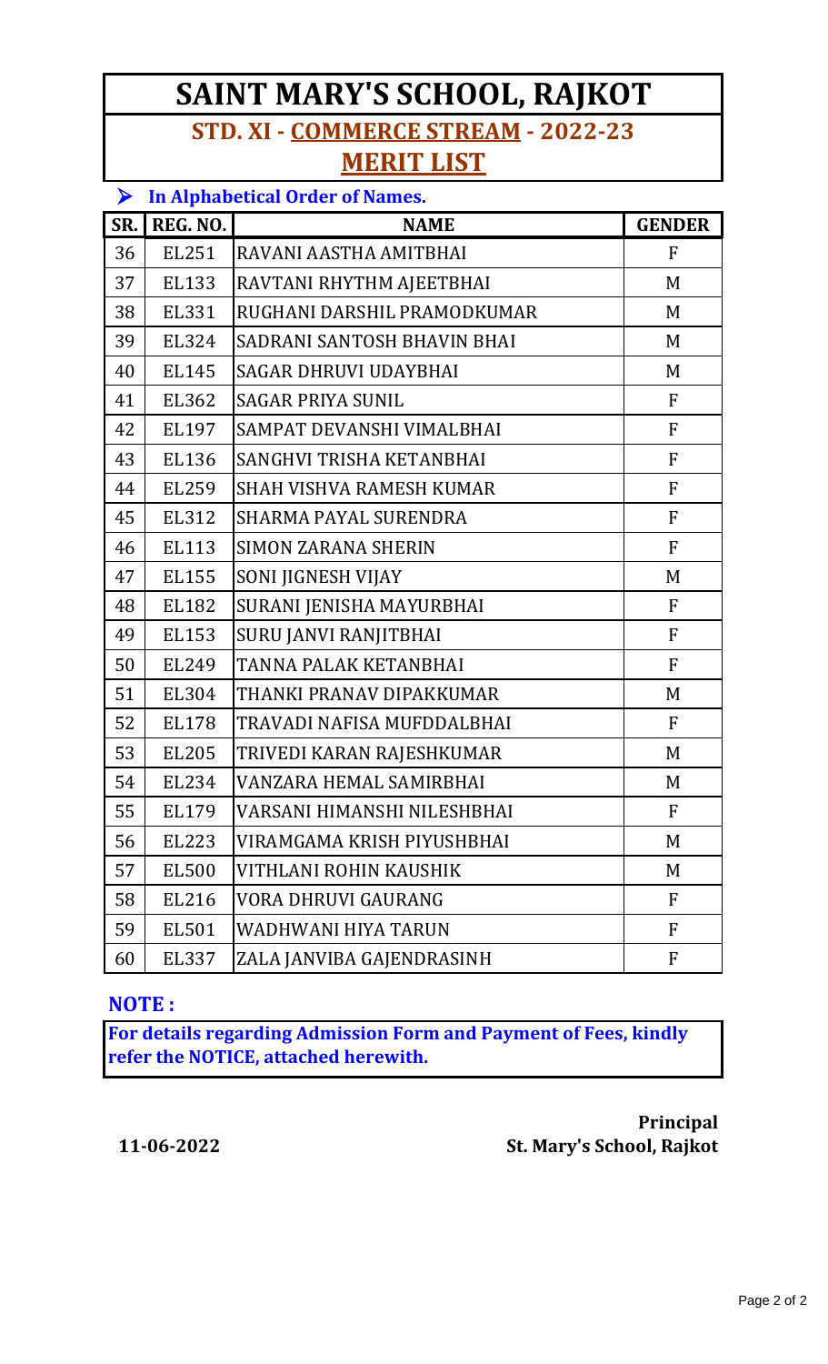# SAINT MARY'S SCHOOL, RAJKOT

## STD. XI - COMMERCE STREAM - 2022-23

## MERIT LIST

➤ **In Alphabetical Order of Names.**

| SR. | REG. NO. | NAME | GENDER |
|---|---|---|---|
| 36 | EL251 | RAVANI AASTHA AMITBHAI | F |
| 37 | EL133 | RAVTANI RHYTHM AJEETBHAI | M |
| 38 | EL331 | RUGHANI DARSHIL PRAMODKUMAR | M |
| 39 | EL324 | SADRANI SANTOSH BHAVIN BHAI | M |
| 40 | EL145 | SAGAR DHRUVI UDAYBHAI | M |
| 41 | EL362 | SAGAR PRIYA SUNIL | F |
| 42 | EL197 | SAMPAT DEVANSHI VIMALBHAI | F |
| 43 | EL136 | SANGHVI TRISHA KETANBHAI | F |
| 44 | EL259 | SHAH VISHVA RAMESH KUMAR | F |
| 45 | EL312 | SHARMA PAYAL SURENDRA | F |
| 46 | EL113 | SIMON ZARANA SHERIN | F |
| 47 | EL155 | SONI JIGNESH VIJAY | M |
| 48 | EL182 | SURANI JENISHA MAYURBHAI | F |
| 49 | EL153 | SURU JANVI RANJITBHAI | F |
| 50 | EL249 | TANNA PALAK KETANBHAI | F |
| 51 | EL304 | THANKI PRANAV DIPAKKUMAR | M |
| 52 | EL178 | TRAVADI NAFISA MUFDDALBHAI | F |
| 53 | EL205 | TRIVEDI KARAN RAJESHKUMAR | M |
| 54 | EL234 | VANZARA HEMAL SAMIRBHAI | M |
| 55 | EL179 | VARSANI HIMANSHI NILESHBHAI | F |
| 56 | EL223 | VIRAMGAMA KRISH PIYUSHBHAI | M |
| 57 | EL500 | VITHLANI ROHIN KAUSHIK | M |
| 58 | EL216 | VORA DHRUVI GAURANG | F |
| 59 | EL501 | WADHWANI HIYA TARUN | F |
| 60 | EL337 | ZALA JANVIBA GAJENDRASINH | F |

**NOTE :**

**For details regarding Admission Form and Payment of Fees, kindly refer the NOTICE, attached herewith.**

**11-06-2022**

**Principal**
**St. Mary's School, Rajkot**